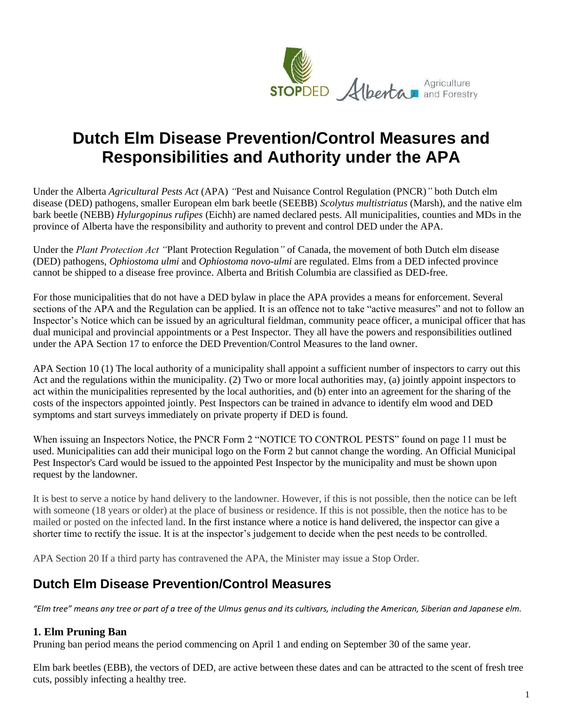# Dutch Elm Disease Prevention/Control Measures and Responsibilities and Authority under the APA

Under the Alberta *Agricultural Pests Act* (APA) *"*Pest and Nuisance Control Regulation (PNCR)*"* both Dutch elm disease (DED) pathogens, smaller European elm bark beetle (SEEBB) *Scolytus multistriatus* (Marsh), and the native elm bark beetle (NEBB) *Hylurgopinus rufipes* (Eichh) are named declared pests. All municipalities, counties and MDs in the province of Alberta have the responsibility and authority to prevent and control DED under the APA.

Under the *Plant Protection Act "*Plant Protection Regulation*"* of Canada, the movement of both Dutch elm disease (DED) pathogens, *Ophiostoma ulmi* and *Ophiostoma novo-ulmi* are regulated. Elms from a DED infected province cannot be shipped to a disease free province. Alberta and British Columbia are classified as DED-free.

For those municipalities that do not have a DED bylaw in place the APA provides a means for enforcement. Several sections of the APA and the Regulation can be applied. It is an offence not to take "active measures" and not to follow an Inspector's Notice which can be issued by an agricultural fieldman, community peace officer, a municipal officer that has dual municipal and provincial appointments or a Pest Inspector. They all have the powers and responsibilities outlined under the APA Section 17 to enforce the DED Prevention/Control Measures to the land owner.

APA Section 10 (1) The local authority of a municipality shall appoint a sufficient number of inspectors to carry out this Act and the regulations within the municipality. (2) Two or more local authorities may, (a) jointly appoint inspectors to act within the municipalities represented by the local authorities, and (b) enter into an agreement for the sharing of the costs of the inspectors appointed jointly. Pest Inspectors can be trained in advance to identify elm wood and DED symptoms and start surveys immediately on private property if DED is found.

When issuing an Inspectors Notice, the PNCR Form 2 "NOTICE TO CONTROL PESTS" found on page 11 must be used. Municipalities can add their municipal logo on the Form 2 but cannot change the wording. An Official Municipal Pest Inspector's Card would be issued to the appointed Pest Inspector by the municipality and must be shown upon request by the landowner.

It is best to serve a notice by hand delivery to the landowner. However, if this is not possible, then the notice can be left with someone (18 years or older) at the place of business or residence. If this is not possible, then the notice has to be mailed or posted on the infected land. In the first instance where a notice is hand delivered, the inspector can give a shorter time to rectify the issue. It is at the inspector's judgement to decide when the pest needs to be controlled.

APA Section 20 If a third party has contravened the APA, the Minister may issue a Stop Order.

## Dutch Elm Disease Prevention/Control Measures

*"Elm tree" means any tree or part of a tree of the Ulmus genus and its cultivars, including the American, Siberian and Japanese elm.*

### 1. Elm Pruning Ban

Pruning ban period means the period commencing on April 1 and ending on September 30 of the same year.

Elm bark beetles (EBB), the vectors of DED, are active between these dates and can be attracted to the scent of fresh tree cuts, possibly infecting a healthy tree.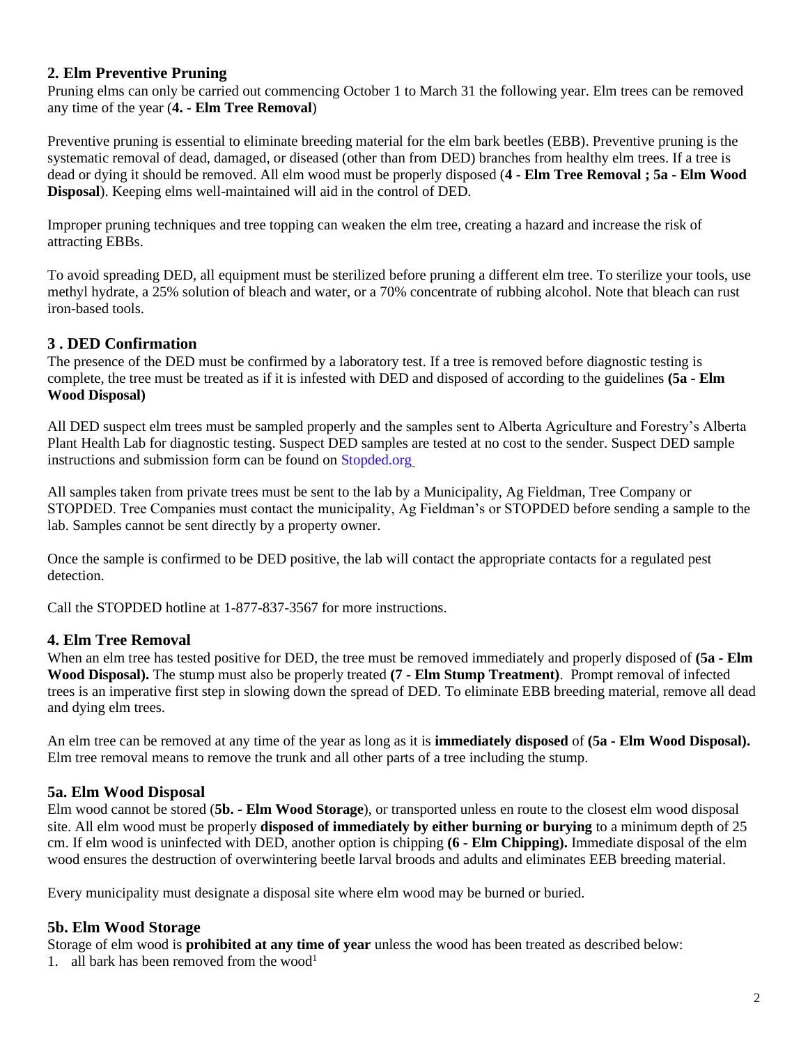## 2. Elm Preventive Pruning

Pruning elms can only be carried out commencing October 1 to March 31 the following year. Elm trees can be removed any time of the year (**4. - Elm Tree Removal**)

Preventive pruning is essential to eliminate breeding material for the elm bark beetles (EBB). Preventive pruning is the systematic removal of dead, damaged, or diseased (other than from DED) branches from healthy elm trees. If a tree is dead or dying it should be removed. All elm wood must be properly disposed (**4 - Elm Tree Removal ; 5a - Elm Wood Disposal**). Keeping elms well-maintained will aid in the control of DED.

Improper pruning techniques and tree topping can weaken the elm tree, creating a hazard and increase the risk of attracting EBBs.

To avoid spreading DED, all equipment must be sterilized before pruning a different elm tree. To sterilize your tools, use methyl hydrate, a 25% solution of bleach and water, or a 70% concentrate of rubbing alcohol. Note that bleach can rust iron-based tools.

## 3 . DED Confirmation

The presence of the DED must be confirmed by a laboratory test. If a tree is removed before diagnostic testing is complete, the tree must be treated as if it is infested with DED and disposed of according to the guidelines **(5a - Elm Wood Disposal)**

All DED suspect elm trees must be sampled properly and the samples sent to Alberta Agriculture and Forestry's Alberta Plant Health Lab for diagnostic testing. Suspect DED samples are tested at no cost to the sender. Suspect DED sample instructions and submission form can be found on Stopded.org

All samples taken from private trees must be sent to the lab by a Municipality, Ag Fieldman, Tree Company or STOPDED. Tree Companies must contact the municipality, Ag Fieldman's or STOPDED before sending a sample to the lab. Samples cannot be sent directly by a property owner.

Once the sample is confirmed to be DED positive, the lab will contact the appropriate contacts for a regulated pest detection.

Call the STOPDED hotline at 1-877-837-3567 for more instructions.

## 4. Elm Tree Removal

When an elm tree has tested positive for DED, the tree must be removed immediately and properly disposed of **(5a - Elm Wood Disposal).** The stump must also be properly treated **(7 - Elm Stump Treatment)**. Prompt removal of infected trees is an imperative first step in slowing down the spread of DED. To eliminate EBB breeding material, remove all dead and dying elm trees.

An elm tree can be removed at any time of the year as long as it is **immediately disposed** of **(5a - Elm Wood Disposal).** Elm tree removal means to remove the trunk and all other parts of a tree including the stump.

## 5a. Elm Wood Disposal

Elm wood cannot be stored (**5b. - Elm Wood Storage**), or transported unless en route to the closest elm wood disposal site. All elm wood must be properly **disposed of immediately by either burning or burying** to a minimum depth of 25 cm. If elm wood is uninfected with DED, another option is chipping **(6 - Elm Chipping).** Immediate disposal of the elm wood ensures the destruction of overwintering beetle larval broods and adults and eliminates EEB breeding material.

Every municipality must designate a disposal site where elm wood may be burned or buried.

## 5b. Elm Wood Storage

Storage of elm wood is **prohibited at any time of year** unless the wood has been treated as described below:

1. all bark has been removed from the wood[1]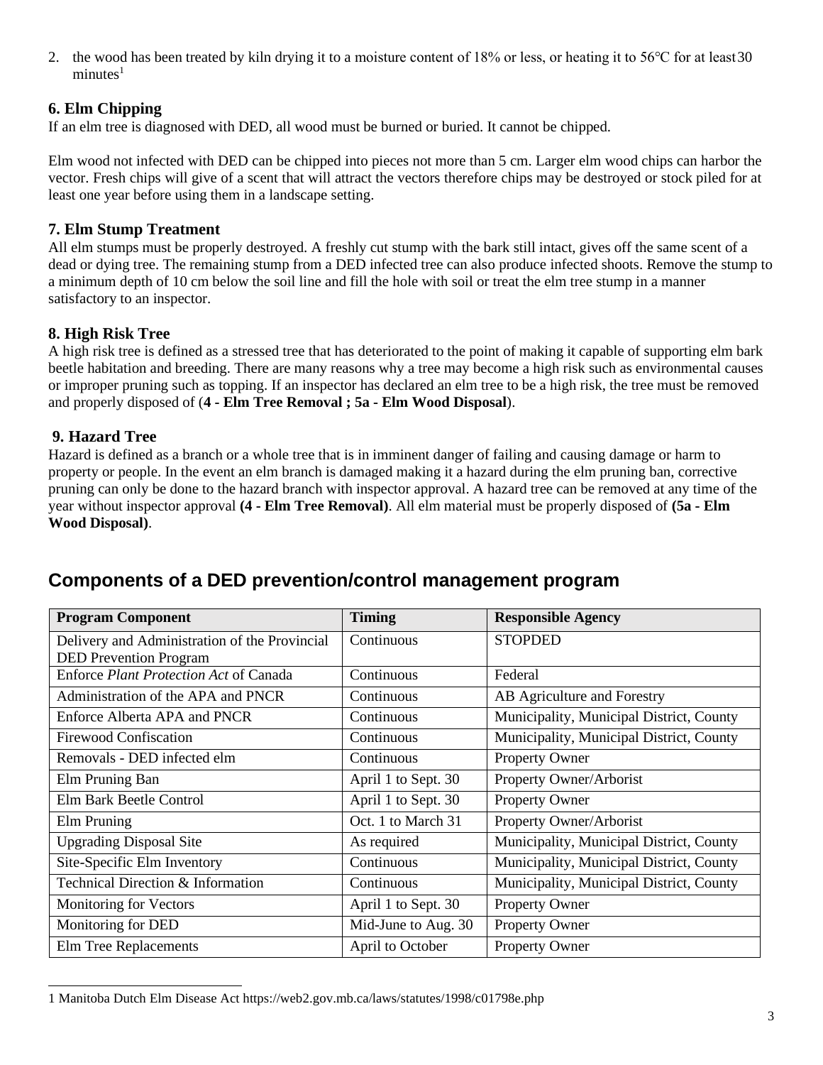2. the wood has been treated by kiln drying it to a moisture content of 18% or less, or heating it to 56°C for at least 30 minutes[1]

### 6. Elm Chipping

If an elm tree is diagnosed with DED, all wood must be burned or buried. It cannot be chipped.

Elm wood not infected with DED can be chipped into pieces not more than 5 cm. Larger elm wood chips can harbor the vector. Fresh chips will give of a scent that will attract the vectors therefore chips may be destroyed or stock piled for at least one year before using them in a landscape setting.

### 7. Elm Stump Treatment

All elm stumps must be properly destroyed. A freshly cut stump with the bark still intact, gives off the same scent of a dead or dying tree. The remaining stump from a DED infected tree can also produce infected shoots. Remove the stump to a minimum depth of 10 cm below the soil line and fill the hole with soil or treat the elm tree stump in a manner satisfactory to an inspector.

### 8. High Risk Tree

A high risk tree is defined as a stressed tree that has deteriorated to the point of making it capable of supporting elm bark beetle habitation and breeding. There are many reasons why a tree may become a high risk such as environmental causes or improper pruning such as topping. If an inspector has declared an elm tree to be a high risk, the tree must be removed and properly disposed of (**4 - Elm Tree Removal ; 5a - Elm Wood Disposal**).

### 9. Hazard Tree

Hazard is defined as a branch or a whole tree that is in imminent danger of failing and causing damage or harm to property or people. In the event an elm branch is damaged making it a hazard during the elm pruning ban, corrective pruning can only be done to the hazard branch with inspector approval. A hazard tree can be removed at any time of the year without inspector approval **(4 - Elm Tree Removal)**. All elm material must be properly disposed of **(5a - Elm Wood Disposal)**.

## Components of a DED prevention/control management program

| Program Component | Timing | Responsible Agency |
|---|---|---|
| Delivery and Administration of the Provincial DED Prevention Program | Continuous | STOPDED |
| Enforce *Plant Protection Act* of Canada | Continuous | Federal |
| Administration of the APA and PNCR | Continuous | AB Agriculture and Forestry |
| Enforce Alberta APA and PNCR | Continuous | Municipality, Municipal District, County |
| Firewood Confiscation | Continuous | Municipality, Municipal District, County |
| Removals - DED infected elm | Continuous | Property Owner |
| Elm Pruning Ban | April 1 to Sept. 30 | Property Owner/Arborist |
| Elm Bark Beetle Control | April 1 to Sept. 30 | Property Owner |
| Elm Pruning | Oct. 1 to March 31 | Property Owner/Arborist |
| Upgrading Disposal Site | As required | Municipality, Municipal District, County |
| Site-Specific Elm Inventory | Continuous | Municipality, Municipal District, County |
| Technical Direction & Information | Continuous | Municipality, Municipal District, County |
| Monitoring for Vectors | April 1 to Sept. 30 | Property Owner |
| Monitoring for DED | Mid-June to Aug. 30 | Property Owner |
| Elm Tree Replacements | April to October | Property Owner |

1 Manitoba Dutch Elm Disease Act https://web2.gov.mb.ca/laws/statutes/1998/c01798e.php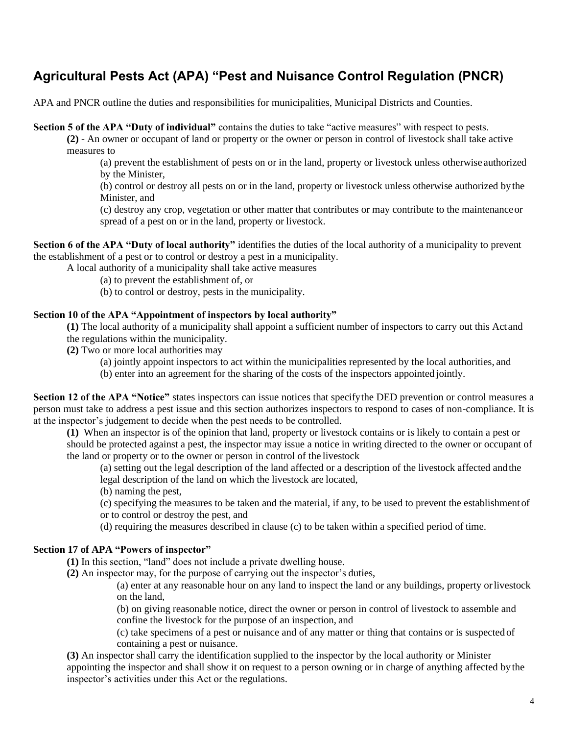## Agricultural Pests Act (APA) "Pest and Nuisance Control Regulation (PNCR)

APA and PNCR outline the duties and responsibilities for municipalities, Municipal Districts and Counties.

**Section 5 of the APA "Duty of individual"** contains the duties to take "active measures" with respect to pests.

> **(2)** - An owner or occupant of land or property or the owner or person in control of livestock shall take active measures to
>
> > (a) prevent the establishment of pests on or in the land, property or livestock unless otherwise authorized by the Minister,
> >
> > (b) control or destroy all pests on or in the land, property or livestock unless otherwise authorized by the Minister, and
> >
> > (c) destroy any crop, vegetation or other matter that contributes or may contribute to the maintenance or spread of a pest on or in the land, property or livestock.

**Section 6 of the APA "Duty of local authority"** identifies the duties of the local authority of a municipality to prevent the establishment of a pest or to control or destroy a pest in a municipality.

> A local authority of a municipality shall take active measures
>
> > (a) to prevent the establishment of, or
> >
> > (b) to control or destroy, pests in the municipality.

**Section 10 of the APA "Appointment of inspectors by local authority"**

> **(1)** The local authority of a municipality shall appoint a sufficient number of inspectors to carry out this Act and the regulations within the municipality.
>
> **(2)** Two or more local authorities may
>
> > (a) jointly appoint inspectors to act within the municipalities represented by the local authorities, and
> >
> > (b) enter into an agreement for the sharing of the costs of the inspectors appointed jointly.

**Section 12 of the APA "Notice"** states inspectors can issue notices that specify the DED prevention or control measures a person must take to address a pest issue and this section authorizes inspectors to respond to cases of non-compliance. It is at the inspector's judgement to decide when the pest needs to be controlled.

> **(1)** When an inspector is of the opinion that land, property or livestock contains or is likely to contain a pest or should be protected against a pest, the inspector may issue a notice in writing directed to the owner or occupant of the land or property or to the owner or person in control of the livestock
>
> > (a) setting out the legal description of the land affected or a description of the livestock affected and the legal description of the land on which the livestock are located,
> >
> > (b) naming the pest,
> >
> > (c) specifying the measures to be taken and the material, if any, to be used to prevent the establishment of or to control or destroy the pest, and
> >
> > (d) requiring the measures described in clause (c) to be taken within a specified period of time.

**Section 17 of APA "Powers of inspector"**

> **(1)** In this section, "land" does not include a private dwelling house.
>
> **(2)** An inspector may, for the purpose of carrying out the inspector's duties,
>
> > (a) enter at any reasonable hour on any land to inspect the land or any buildings, property or livestock on the land,
> >
> > (b) on giving reasonable notice, direct the owner or person in control of livestock to assemble and confine the livestock for the purpose of an inspection, and
> >
> > (c) take specimens of a pest or nuisance and of any matter or thing that contains or is suspected of containing a pest or nuisance.
>
> **(3)** An inspector shall carry the identification supplied to the inspector by the local authority or Minister appointing the inspector and shall show it on request to a person owning or in charge of anything affected by the inspector's activities under this Act or the regulations.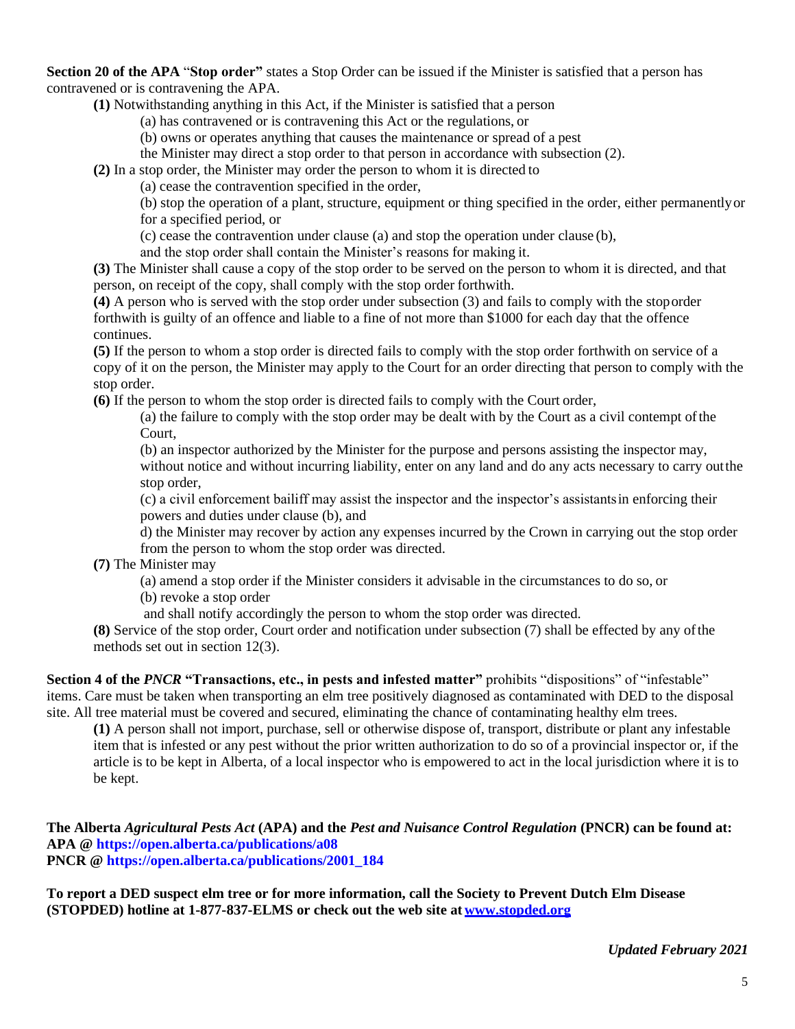**Section 20 of the APA** "**Stop order"** states a Stop Order can be issued if the Minister is satisfied that a person has contravened or is contravening the APA.

**(1)** Notwithstanding anything in this Act, if the Minister is satisfied that a person

(a) has contravened or is contravening this Act or the regulations, or

(b) owns or operates anything that causes the maintenance or spread of a pest

the Minister may direct a stop order to that person in accordance with subsection (2).

**(2)** In a stop order, the Minister may order the person to whom it is directed to

(a) cease the contravention specified in the order,

(b) stop the operation of a plant, structure, equipment or thing specified in the order, either permanently or for a specified period, or

(c) cease the contravention under clause (a) and stop the operation under clause (b),

and the stop order shall contain the Minister's reasons for making it.

**(3)** The Minister shall cause a copy of the stop order to be served on the person to whom it is directed, and that person, on receipt of the copy, shall comply with the stop order forthwith.

**(4)** A person who is served with the stop order under subsection (3) and fails to comply with the stop order forthwith is guilty of an offence and liable to a fine of not more than $1000 for each day that the offence continues.

**(5)** If the person to whom a stop order is directed fails to comply with the stop order forthwith on service of a copy of it on the person, the Minister may apply to the Court for an order directing that person to comply with the stop order.

**(6)** If the person to whom the stop order is directed fails to comply with the Court order,

(a) the failure to comply with the stop order may be dealt with by the Court as a civil contempt of the Court,

(b) an inspector authorized by the Minister for the purpose and persons assisting the inspector may, without notice and without incurring liability, enter on any land and do any acts necessary to carry out the stop order,

(c) a civil enforcement bailiff may assist the inspector and the inspector's assistants in enforcing their powers and duties under clause (b), and

d) the Minister may recover by action any expenses incurred by the Crown in carrying out the stop order from the person to whom the stop order was directed.

**(7)** The Minister may

(a) amend a stop order if the Minister considers it advisable in the circumstances to do so, or

(b) revoke a stop order

and shall notify accordingly the person to whom the stop order was directed.

**(8)** Service of the stop order, Court order and notification under subsection (7) shall be effected by any of the methods set out in section 12(3).

**Section 4 of the *PNCR* "Transactions, etc., in pests and infested matter"** prohibits "dispositions" of "infestable" items. Care must be taken when transporting an elm tree positively diagnosed as contaminated with DED to the disposal site. All tree material must be covered and secured, eliminating the chance of contaminating healthy elm trees.

**(1)** A person shall not import, purchase, sell or otherwise dispose of, transport, distribute or plant any infestable item that is infested or any pest without the prior written authorization to do so of a provincial inspector or, if the article is to be kept in Alberta, of a local inspector who is empowered to act in the local jurisdiction where it is to be kept.

**The Alberta *Agricultural Pests Act* (APA) and the *Pest and Nuisance Control Regulation* (PNCR) can be found at:**
**APA @ https://open.alberta.ca/publications/a08**
**PNCR @ https://open.alberta.ca/publications/2001_184**

**To report a DED suspect elm tree or for more information, call the Society to Prevent Dutch Elm Disease (STOPDED) hotline at 1-877-837-ELMS or check out the web site at [www.stopded.org](http://www.stopded.org)**

***Updated February 2021***